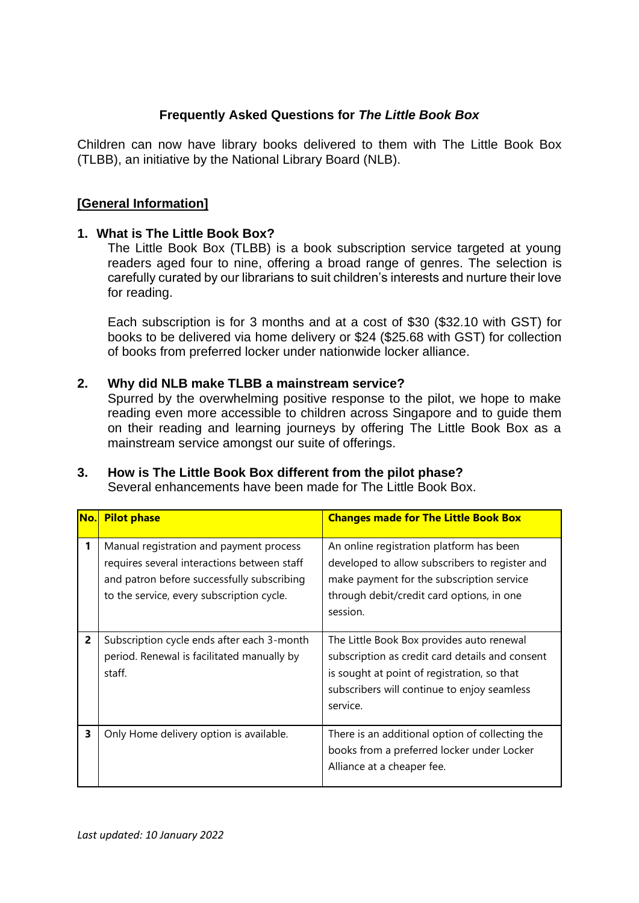# Frequently Asked Questions for *The Little Book Box*

Children can now have library books delivered to them with The Little Book Box (TLBB), an initiative by the National Library Board (NLB).

## [General Information]

### 1. What is The Little Book Box?

The Little Book Box (TLBB) is a book subscription service targeted at young readers aged four to nine, offering a broad range of genres. The selection is carefully curated by our librarians to suit children's interests and nurture their love for reading.

Each subscription is for 3 months and at a cost of $30 ($32.10 with GST) for books to be delivered via home delivery or $24 ($25.68 with GST) for collection of books from preferred locker under nationwide locker alliance.

### 2. Why did NLB make TLBB a mainstream service?

Spurred by the overwhelming positive response to the pilot, we hope to make reading even more accessible to children across Singapore and to guide them on their reading and learning journeys by offering The Little Book Box as a mainstream service amongst our suite of offerings.

### 3. How is The Little Book Box different from the pilot phase?

Several enhancements have been made for The Little Book Box.

| No. | Pilot phase | Changes made for The Little Book Box |
|---|---|---|
| 1 | Manual registration and payment process requires several interactions between staff and patron before successfully subscribing to the service, every subscription cycle. | An online registration platform has been developed to allow subscribers to register and make payment for the subscription service through debit/credit card options, in one session. |
| 2 | Subscription cycle ends after each 3-month period. Renewal is facilitated manually by staff. | The Little Book Box provides auto renewal subscription as credit card details and consent is sought at point of registration, so that subscribers will continue to enjoy seamless service. |
| 3 | Only Home delivery option is available. | There is an additional option of collecting the books from a preferred locker under Locker Alliance at a cheaper fee. |

*Last updated: 10 January 2022*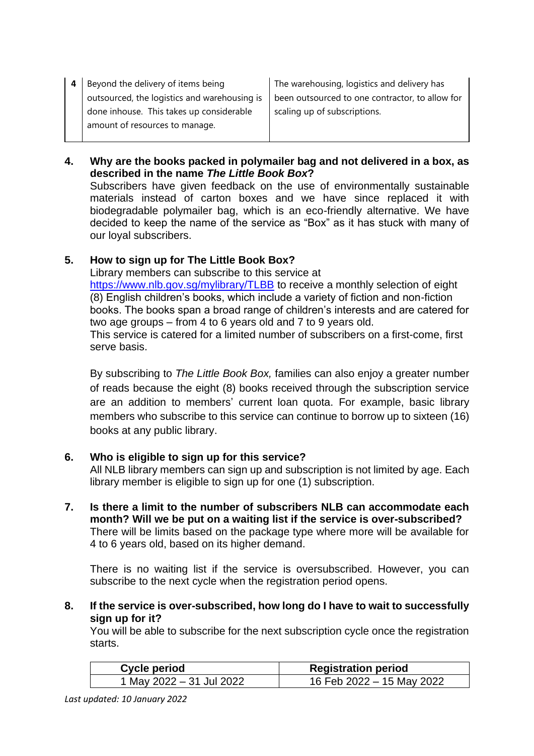| | | |
|---|---|---|
| 4 | Beyond the delivery of items being outsourced, the logistics and warehousing is done inhouse. This takes up considerable amount of resources to manage. | The warehousing, logistics and delivery has been outsourced to one contractor, to allow for scaling up of subscriptions. |

**4. Why are the books packed in polymailer bag and not delivered in a box, as described in the name *The Little Book Box*?**

Subscribers have given feedback on the use of environmentally sustainable materials instead of carton boxes and we have since replaced it with biodegradable polymailer bag, which is an eco-friendly alternative. We have decided to keep the name of the service as "Box" as it has stuck with many of our loyal subscribers.

**5. How to sign up for The Little Book Box?**

Library members can subscribe to this service at https://www.nlb.gov.sg/mylibrary/TLBB to receive a monthly selection of eight (8) English children's books, which include a variety of fiction and non-fiction books. The books span a broad range of children's interests and are catered for two age groups – from 4 to 6 years old and 7 to 9 years old.
This service is catered for a limited number of subscribers on a first-come, first serve basis.

By subscribing to *The Little Book Box,* families can also enjoy a greater number of reads because the eight (8) books received through the subscription service are an addition to members' current loan quota. For example, basic library members who subscribe to this service can continue to borrow up to sixteen (16) books at any public library.

**6. Who is eligible to sign up for this service?**

All NLB library members can sign up and subscription is not limited by age. Each library member is eligible to sign up for one (1) subscription.

**7. Is there a limit to the number of subscribers NLB can accommodate each month? Will we be put on a waiting list if the service is over-subscribed?**

There will be limits based on the package type where more will be available for 4 to 6 years old, based on its higher demand.

There is no waiting list if the service is oversubscribed. However, you can subscribe to the next cycle when the registration period opens.

**8. If the service is over-subscribed, how long do I have to wait to successfully sign up for it?**

You will be able to subscribe for the next subscription cycle once the registration starts.

| Cycle period | Registration period |
|---|---|
| 1 May 2022 – 31 Jul 2022 | 16 Feb 2022 – 15 May 2022 |

*Last updated: 10 January 2022*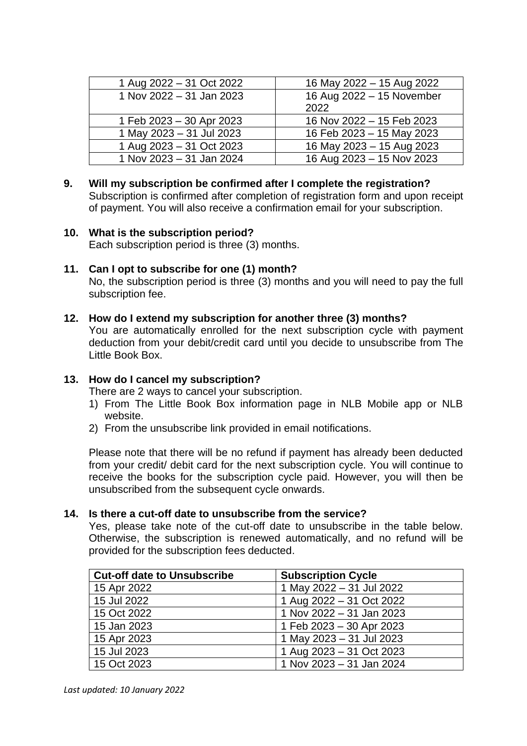| | |
|---|---|
| 1 Aug 2022 – 31 Oct 2022 | 16 May 2022 – 15 Aug 2022 |
| 1 Nov 2022 – 31 Jan 2023 | 16 Aug 2022 – 15 November 2022 |
| 1 Feb 2023 – 30 Apr 2023 | 16 Nov 2022 – 15 Feb 2023 |
| 1 May 2023 – 31 Jul 2023 | 16 Feb 2023 – 15 May 2023 |
| 1 Aug 2023 – 31 Oct 2023 | 16 May 2023 – 15 Aug 2023 |
| 1 Nov 2023 – 31 Jan 2024 | 16 Aug 2023 – 15 Nov 2023 |

**9. Will my subscription be confirmed after I complete the registration?**
Subscription is confirmed after completion of registration form and upon receipt of payment. You will also receive a confirmation email for your subscription.

**10. What is the subscription period?**
Each subscription period is three (3) months.

**11. Can I opt to subscribe for one (1) month?**
No, the subscription period is three (3) months and you will need to pay the full subscription fee.

**12. How do I extend my subscription for another three (3) months?**
You are automatically enrolled for the next subscription cycle with payment deduction from your debit/credit card until you decide to unsubscribe from The Little Book Box.

**13. How do I cancel my subscription?**
There are 2 ways to cancel your subscription.

1) From The Little Book Box information page in NLB Mobile app or NLB website.
2) From the unsubscribe link provided in email notifications.

Please note that there will be no refund if payment has already been deducted from your credit/ debit card for the next subscription cycle. You will continue to receive the books for the subscription cycle paid. However, you will then be unsubscribed from the subsequent cycle onwards.

**14. Is there a cut-off date to unsubscribe from the service?**
Yes, please take note of the cut-off date to unsubscribe in the table below. Otherwise, the subscription is renewed automatically, and no refund will be provided for the subscription fees deducted.

| Cut-off date to Unsubscribe | Subscription Cycle |
|---|---|
| 15 Apr 2022 | 1 May 2022 – 31 Jul 2022 |
| 15 Jul 2022 | 1 Aug 2022 – 31 Oct 2022 |
| 15 Oct 2022 | 1 Nov 2022 – 31 Jan 2023 |
| 15 Jan 2023 | 1 Feb 2023 – 30 Apr 2023 |
| 15 Apr 2023 | 1 May 2023 – 31 Jul 2023 |
| 15 Jul 2023 | 1 Aug 2023 – 31 Oct 2023 |
| 15 Oct 2023 | 1 Nov 2023 – 31 Jan 2024 |

*Last updated: 10 January 2022*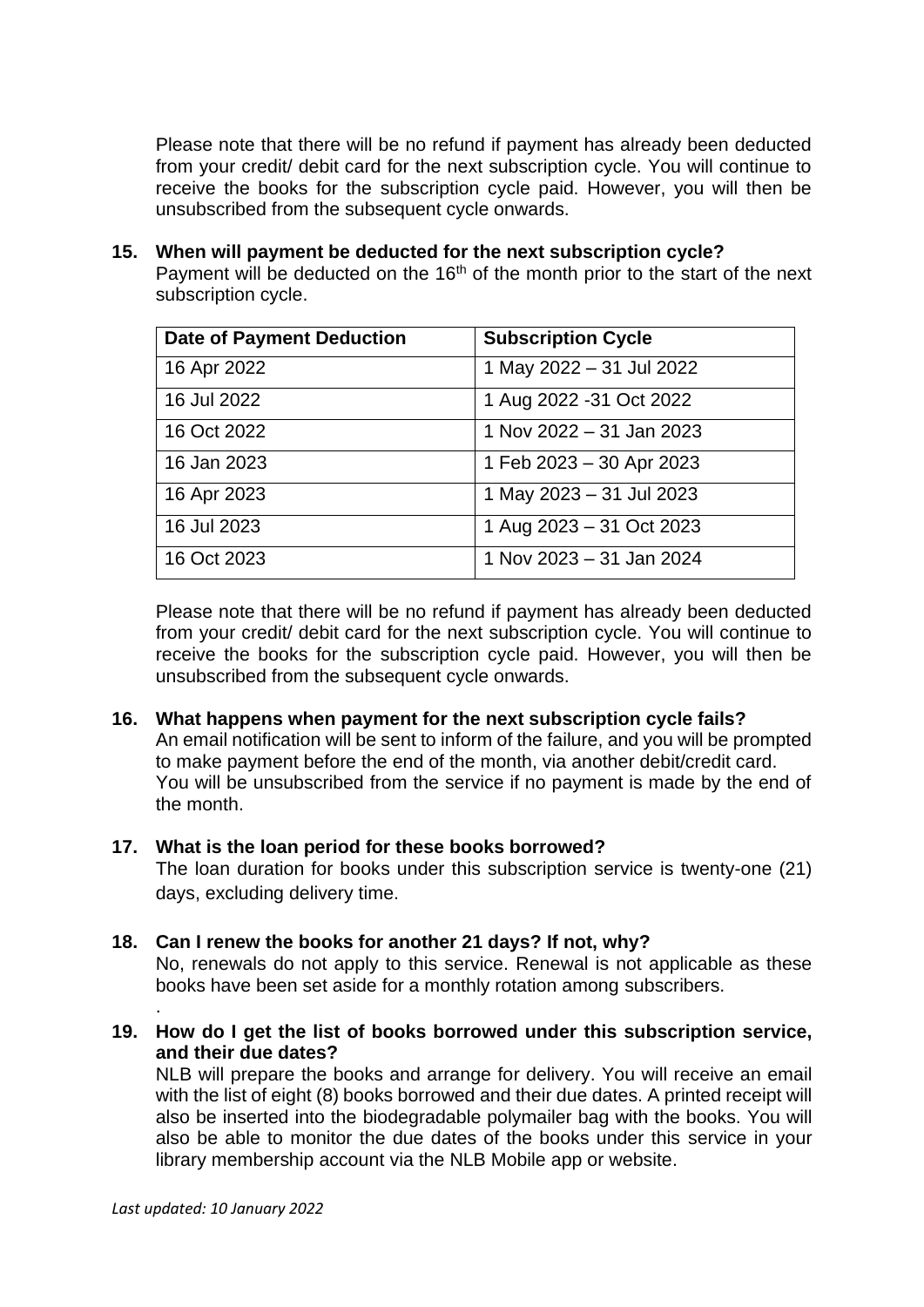Please note that there will be no refund if payment has already been deducted from your credit/ debit card for the next subscription cycle. You will continue to receive the books for the subscription cycle paid. However, you will then be unsubscribed from the subsequent cycle onwards.

**15. When will payment be deducted for the next subscription cycle?**

Payment will be deducted on the 16th of the month prior to the start of the next subscription cycle.

| Date of Payment Deduction | Subscription Cycle |
|---|---|
| 16 Apr 2022 | 1 May 2022 – 31 Jul 2022 |
| 16 Jul 2022 | 1 Aug 2022 -31 Oct 2022 |
| 16 Oct 2022 | 1 Nov 2022 – 31 Jan 2023 |
| 16 Jan 2023 | 1 Feb 2023 – 30 Apr 2023 |
| 16 Apr 2023 | 1 May 2023 – 31 Jul 2023 |
| 16 Jul 2023 | 1 Aug 2023 – 31 Oct 2023 |
| 16 Oct 2023 | 1 Nov 2023 – 31 Jan 2024 |

Please note that there will be no refund if payment has already been deducted from your credit/ debit card for the next subscription cycle. You will continue to receive the books for the subscription cycle paid. However, you will then be unsubscribed from the subsequent cycle onwards.

**16. What happens when payment for the next subscription cycle fails?**

An email notification will be sent to inform of the failure, and you will be prompted to make payment before the end of the month, via another debit/credit card. You will be unsubscribed from the service if no payment is made by the end of the month.

**17. What is the loan period for these books borrowed?**

The loan duration for books under this subscription service is twenty-one (21) days, excluding delivery time.

**18. Can I renew the books for another 21 days? If not, why?**

No, renewals do not apply to this service. Renewal is not applicable as these books have been set aside for a monthly rotation among subscribers.

.

**19. How do I get the list of books borrowed under this subscription service, and their due dates?**

NLB will prepare the books and arrange for delivery. You will receive an email with the list of eight (8) books borrowed and their due dates. A printed receipt will also be inserted into the biodegradable polymailer bag with the books. You will also be able to monitor the due dates of the books under this service in your library membership account via the NLB Mobile app or website.

*Last updated: 10 January 2022*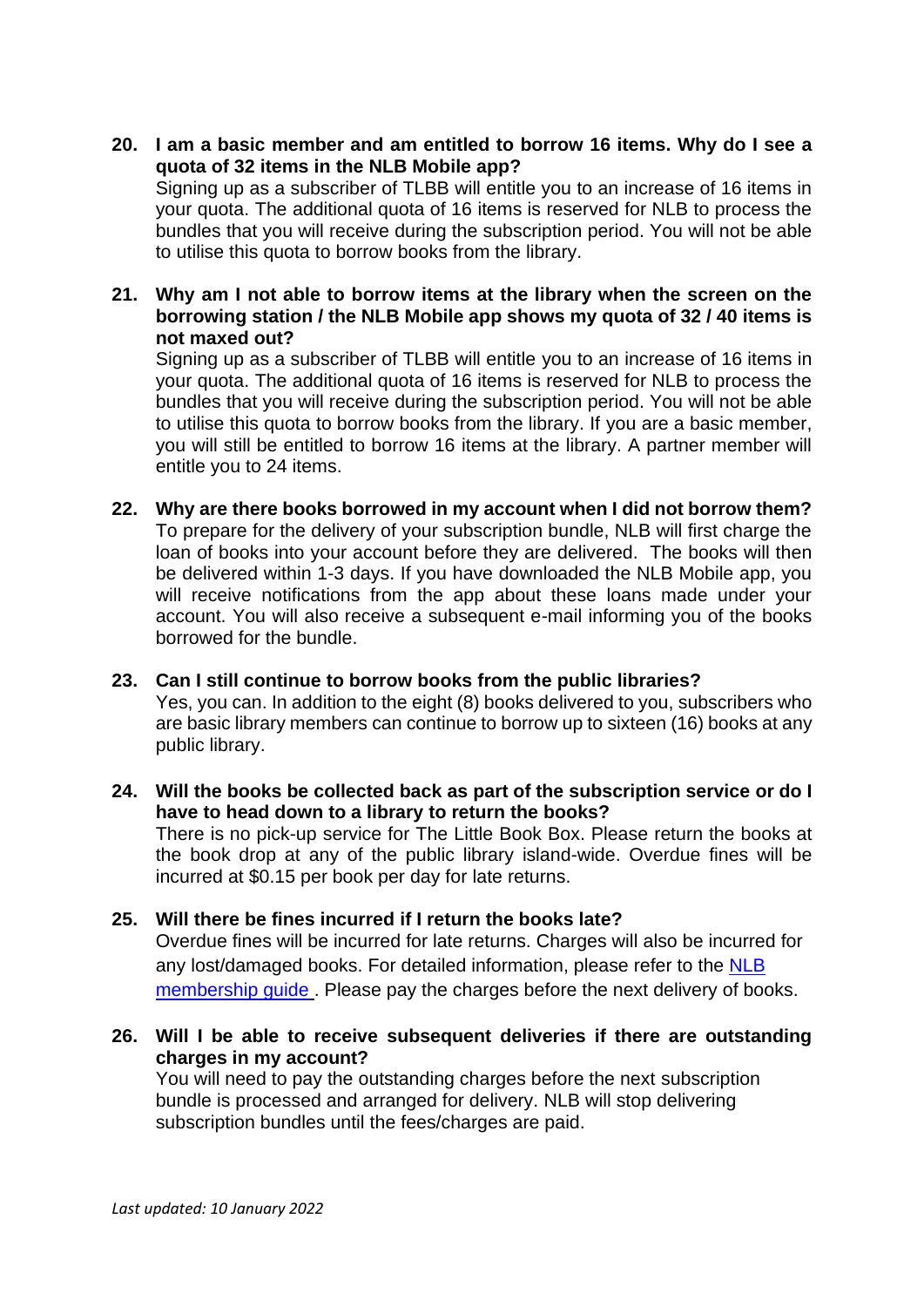**20. I am a basic member and am entitled to borrow 16 items. Why do I see a quota of 32 items in the NLB Mobile app?**

Signing up as a subscriber of TLBB will entitle you to an increase of 16 items in your quota. The additional quota of 16 items is reserved for NLB to process the bundles that you will receive during the subscription period. You will not be able to utilise this quota to borrow books from the library.

**21. Why am I not able to borrow items at the library when the screen on the borrowing station / the NLB Mobile app shows my quota of 32 / 40 items is not maxed out?**

Signing up as a subscriber of TLBB will entitle you to an increase of 16 items in your quota. The additional quota of 16 items is reserved for NLB to process the bundles that you will receive during the subscription period. You will not be able to utilise this quota to borrow books from the library. If you are a basic member, you will still be entitled to borrow 16 items at the library. A partner member will entitle you to 24 items.

**22. Why are there books borrowed in my account when I did not borrow them?**

To prepare for the delivery of your subscription bundle, NLB will first charge the loan of books into your account before they are delivered. The books will then be delivered within 1-3 days. If you have downloaded the NLB Mobile app, you will receive notifications from the app about these loans made under your account. You will also receive a subsequent e-mail informing you of the books borrowed for the bundle.

**23. Can I still continue to borrow books from the public libraries?**

Yes, you can. In addition to the eight (8) books delivered to you, subscribers who are basic library members can continue to borrow up to sixteen (16) books at any public library.

**24. Will the books be collected back as part of the subscription service or do I have to head down to a library to return the books?**

There is no pick-up service for The Little Book Box. Please return the books at the book drop at any of the public library island-wide. Overdue fines will be incurred at $0.15 per book per day for late returns.

**25. Will there be fines incurred if I return the books late?**

Overdue fines will be incurred for late returns. Charges will also be incurred for any lost/damaged books. For detailed information, please refer to the NLB membership guide . Please pay the charges before the next delivery of books.

**26. Will I be able to receive subsequent deliveries if there are outstanding charges in my account?**

You will need to pay the outstanding charges before the next subscription bundle is processed and arranged for delivery. NLB will stop delivering subscription bundles until the fees/charges are paid.

*Last updated: 10 January 2022*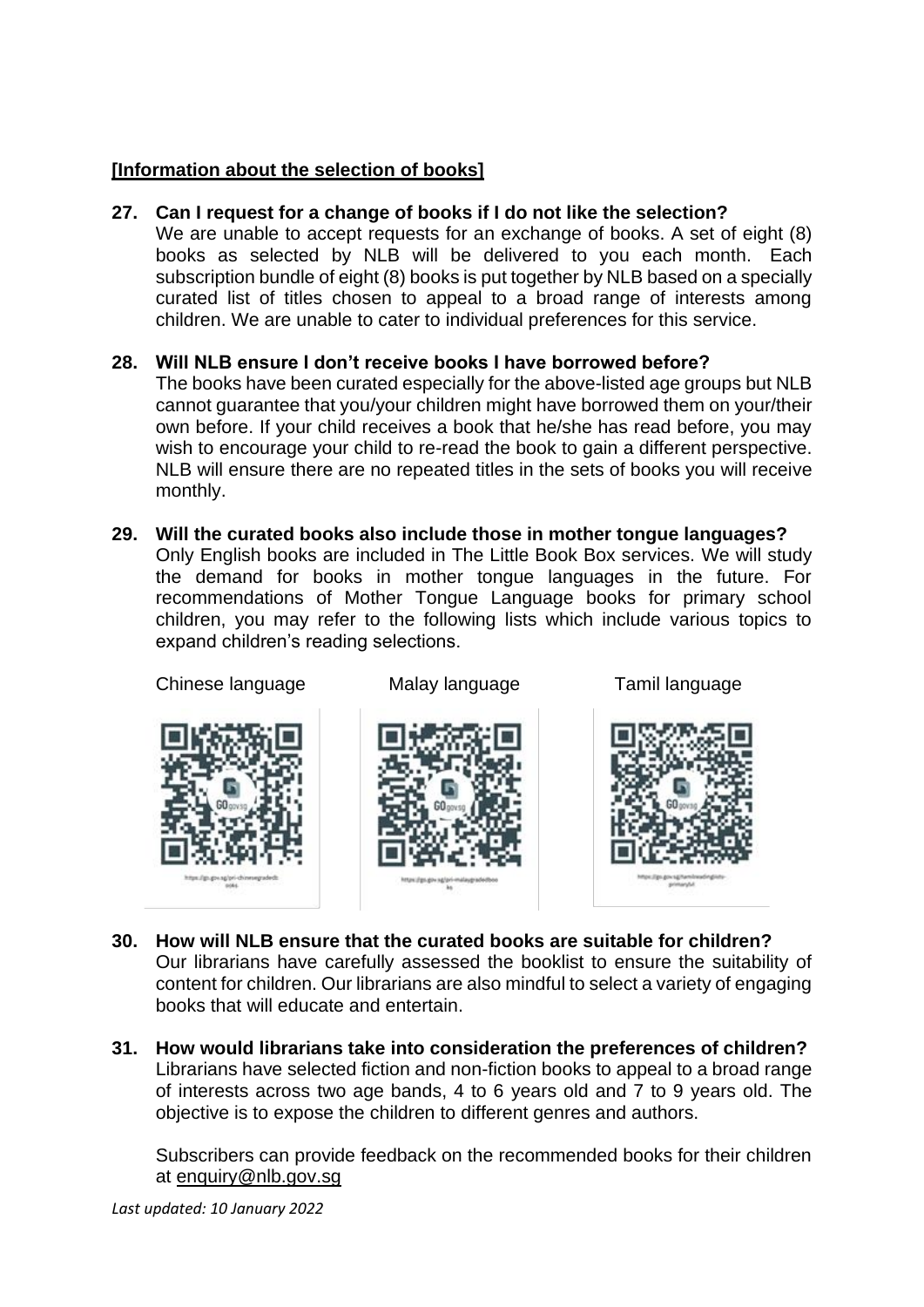**[Information about the selection of books]**

**27. Can I request for a change of books if I do not like the selection?**

We are unable to accept requests for an exchange of books. A set of eight (8) books as selected by NLB will be delivered to you each month. Each subscription bundle of eight (8) books is put together by NLB based on a specially curated list of titles chosen to appeal to a broad range of interests among children. We are unable to cater to individual preferences for this service.

**28. Will NLB ensure I don't receive books I have borrowed before?**

The books have been curated especially for the above-listed age groups but NLB cannot guarantee that you/your children might have borrowed them on your/their own before. If your child receives a book that he/she has read before, you may wish to encourage your child to re-read the book to gain a different perspective. NLB will ensure there are no repeated titles in the sets of books you will receive monthly.

**29. Will the curated books also include those in mother tongue languages?**

Only English books are included in The Little Book Box services. We will study the demand for books in mother tongue languages in the future. For recommendations of Mother Tongue Language books for primary school children, you may refer to the following lists which include various topics to expand children's reading selections.

Chinese language

https://go.gov.sg/pri-chinesegradedbooks

Malay language

https://go.gov.sg/pri-malaygradedbooks

Tamil language

https://go.gov.sg/tamilreadinglists-primarylvl

**30. How will NLB ensure that the curated books are suitable for children?**

Our librarians have carefully assessed the booklist to ensure the suitability of content for children. Our librarians are also mindful to select a variety of engaging books that will educate and entertain.

**31. How would librarians take into consideration the preferences of children?**

Librarians have selected fiction and non-fiction books to appeal to a broad range of interests across two age bands, 4 to 6 years old and 7 to 9 years old. The objective is to expose the children to different genres and authors.

Subscribers can provide feedback on the recommended books for their children at enquiry@nlb.gov.sg

*Last updated: 10 January 2022*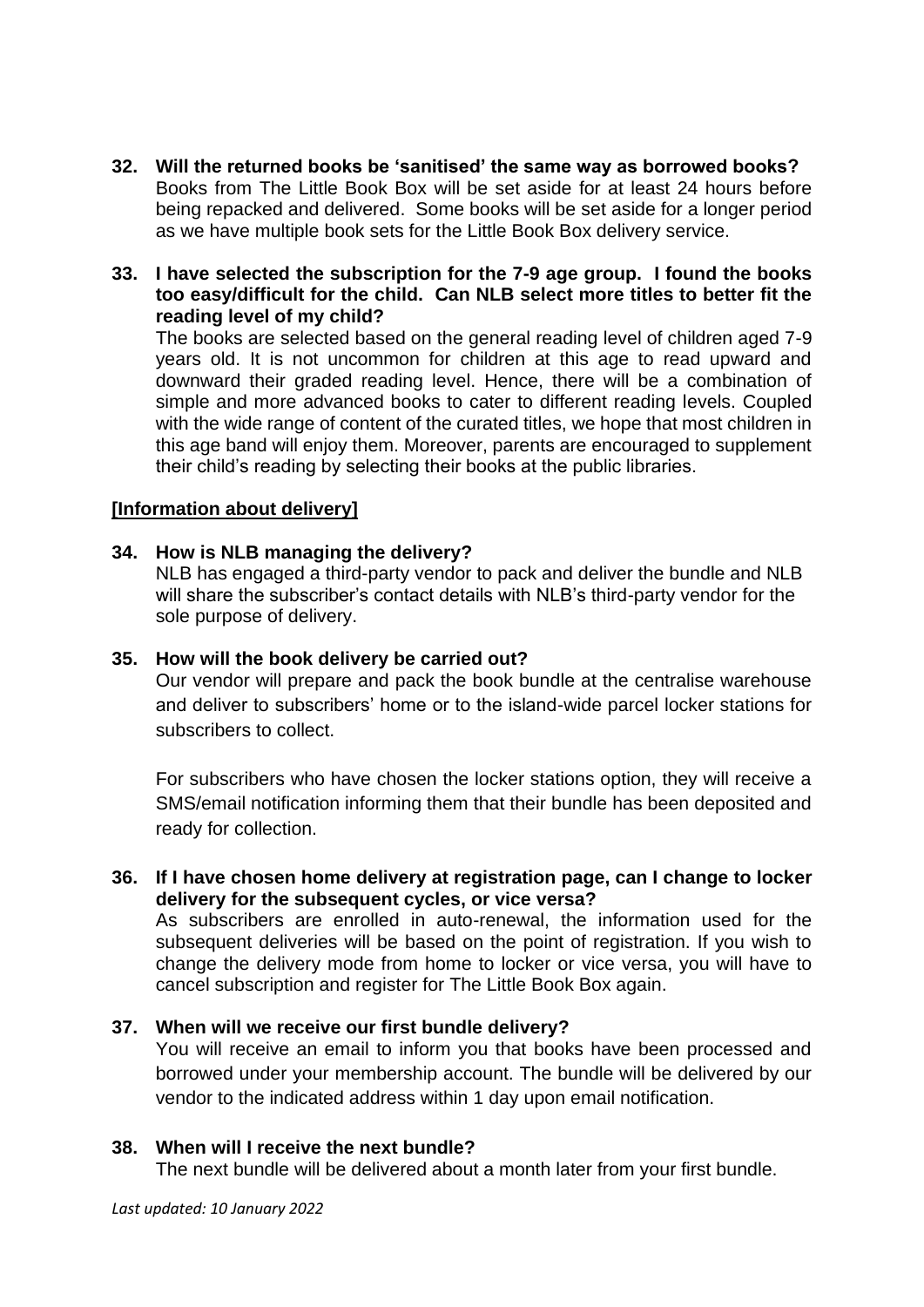**32. Will the returned books be 'sanitised' the same way as borrowed books?**
Books from The Little Book Box will be set aside for at least 24 hours before being repacked and delivered. Some books will be set aside for a longer period as we have multiple book sets for the Little Book Box delivery service.

**33. I have selected the subscription for the 7-9 age group. I found the books too easy/difficult for the child. Can NLB select more titles to better fit the reading level of my child?**
The books are selected based on the general reading level of children aged 7-9 years old. It is not uncommon for children at this age to read upward and downward their graded reading level. Hence, there will be a combination of simple and more advanced books to cater to different reading levels. Coupled with the wide range of content of the curated titles, we hope that most children in this age band will enjoy them. Moreover, parents are encouraged to supplement their child's reading by selecting their books at the public libraries.

**[Information about delivery]**

**34. How is NLB managing the delivery?**
NLB has engaged a third-party vendor to pack and deliver the bundle and NLB will share the subscriber's contact details with NLB's third-party vendor for the sole purpose of delivery.

**35. How will the book delivery be carried out?**
Our vendor will prepare and pack the book bundle at the centralise warehouse and deliver to subscribers' home or to the island-wide parcel locker stations for subscribers to collect.

For subscribers who have chosen the locker stations option, they will receive a SMS/email notification informing them that their bundle has been deposited and ready for collection.

**36. If I have chosen home delivery at registration page, can I change to locker delivery for the subsequent cycles, or vice versa?**
As subscribers are enrolled in auto-renewal, the information used for the subsequent deliveries will be based on the point of registration. If you wish to change the delivery mode from home to locker or vice versa, you will have to cancel subscription and register for The Little Book Box again.

**37. When will we receive our first bundle delivery?**
You will receive an email to inform you that books have been processed and borrowed under your membership account. The bundle will be delivered by our vendor to the indicated address within 1 day upon email notification.

**38. When will I receive the next bundle?**
The next bundle will be delivered about a month later from your first bundle.

*Last updated: 10 January 2022*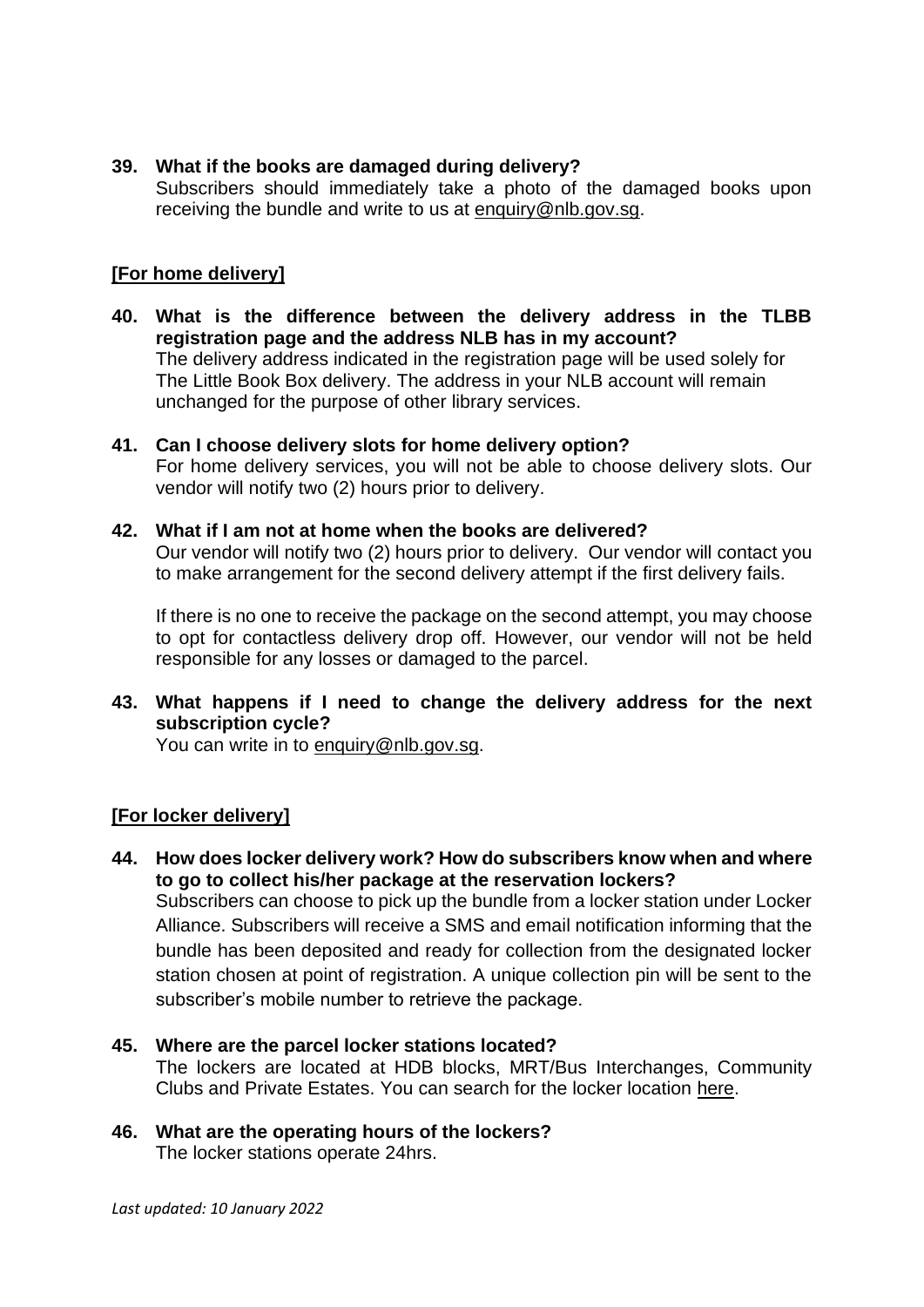**39. What if the books are damaged during delivery?**
Subscribers should immediately take a photo of the damaged books upon receiving the bundle and write to us at enquiry@nlb.gov.sg.

**[For home delivery]**

**40. What is the difference between the delivery address in the TLBB registration page and the address NLB has in my account?**
The delivery address indicated in the registration page will be used solely for The Little Book Box delivery. The address in your NLB account will remain unchanged for the purpose of other library services.

**41. Can I choose delivery slots for home delivery option?**
For home delivery services, you will not be able to choose delivery slots. Our vendor will notify two (2) hours prior to delivery.

**42. What if I am not at home when the books are delivered?**
Our vendor will notify two (2) hours prior to delivery. Our vendor will contact you to make arrangement for the second delivery attempt if the first delivery fails.

If there is no one to receive the package on the second attempt, you may choose to opt for contactless delivery drop off. However, our vendor will not be held responsible for any losses or damaged to the parcel.

**43. What happens if I need to change the delivery address for the next subscription cycle?**
You can write in to enquiry@nlb.gov.sg.

**[For locker delivery]**

**44. How does locker delivery work? How do subscribers know when and where to go to collect his/her package at the reservation lockers?**
Subscribers can choose to pick up the bundle from a locker station under Locker Alliance. Subscribers will receive a SMS and email notification informing that the bundle has been deposited and ready for collection from the designated locker station chosen at point of registration. A unique collection pin will be sent to the subscriber's mobile number to retrieve the package.

**45. Where are the parcel locker stations located?**
The lockers are located at HDB blocks, MRT/Bus Interchanges, Community Clubs and Private Estates. You can search for the locker location here.

**46. What are the operating hours of the lockers?**
The locker stations operate 24hrs.

*Last updated: 10 January 2022*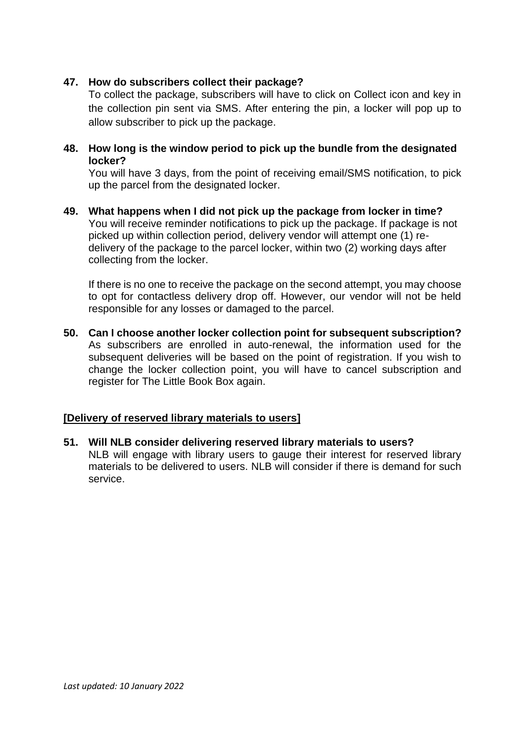**47. How do subscribers collect their package?**

To collect the package, subscribers will have to click on Collect icon and key in the collection pin sent via SMS. After entering the pin, a locker will pop up to allow subscriber to pick up the package.

**48. How long is the window period to pick up the bundle from the designated locker?**

You will have 3 days, from the point of receiving email/SMS notification, to pick up the parcel from the designated locker.

**49. What happens when I did not pick up the package from locker in time?**

You will receive reminder notifications to pick up the package. If package is not picked up within collection period, delivery vendor will attempt one (1) re-delivery of the package to the parcel locker, within two (2) working days after collecting from the locker.

If there is no one to receive the package on the second attempt, you may choose to opt for contactless delivery drop off. However, our vendor will not be held responsible for any losses or damaged to the parcel.

**50. Can I choose another locker collection point for subsequent subscription?**

As subscribers are enrolled in auto-renewal, the information used for the subsequent deliveries will be based on the point of registration. If you wish to change the locker collection point, you will have to cancel subscription and register for The Little Book Box again.

**[Delivery of reserved library materials to users]**

**51. Will NLB consider delivering reserved library materials to users?**

NLB will engage with library users to gauge their interest for reserved library materials to be delivered to users. NLB will consider if there is demand for such service.

*Last updated: 10 January 2022*